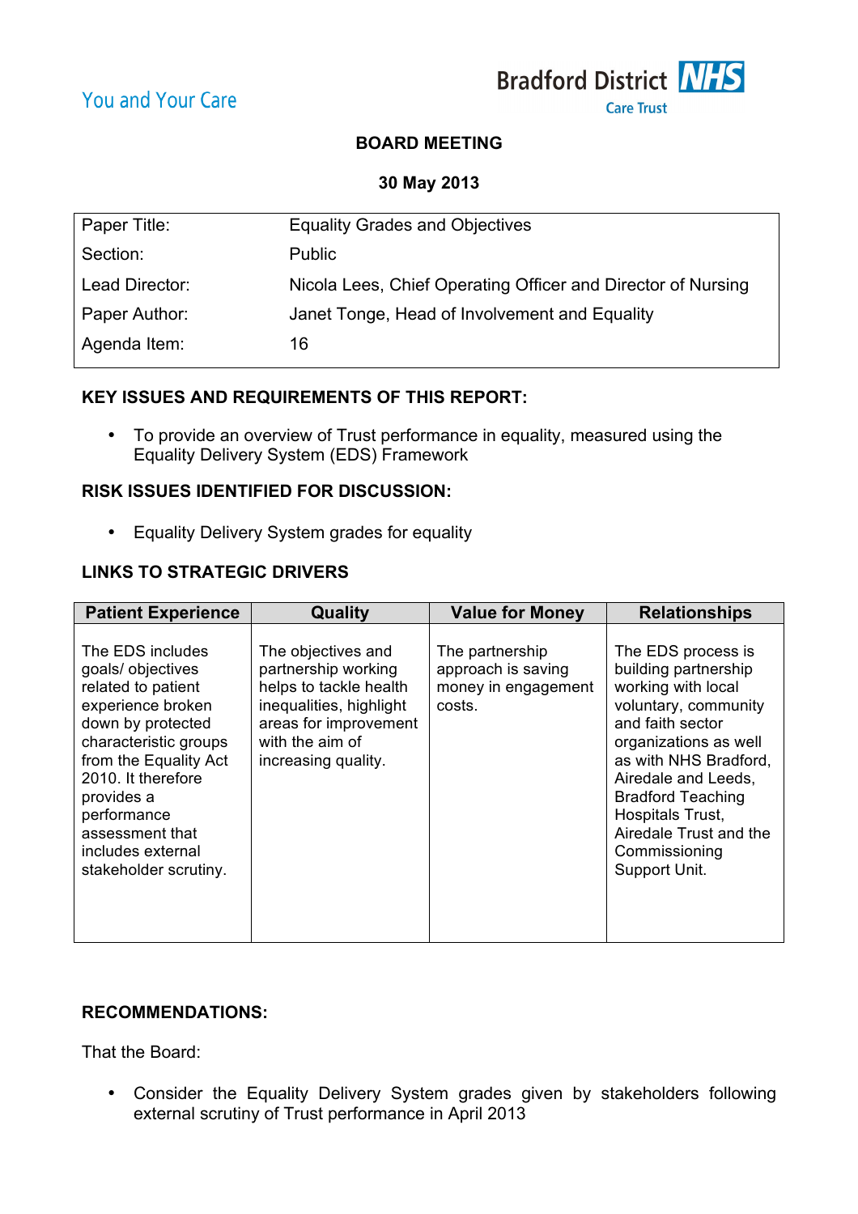You and Your Care

Bradford District NHS Care Trust

**BOARD MEETING**

**30 May 2013**

| Paper Title: | Equality Grades and Objectives |
|---|---|
| Section: | Public |
| Lead Director: | Nicola Lees, Chief Operating Officer and Director of Nursing |
| Paper Author: | Janet Tonge, Head of Involvement and Equality |
| Agenda Item: | 16 |

## KEY ISSUES AND REQUIREMENTS OF THIS REPORT:

- To provide an overview of Trust performance in equality, measured using the Equality Delivery System (EDS) Framework

## RISK ISSUES IDENTIFIED FOR DISCUSSION:

- Equality Delivery System grades for equality

## LINKS TO STRATEGIC DRIVERS

| Patient Experience | Quality | Value for Money | Relationships |
|---|---|---|---|
| The EDS includes goals/ objectives related to patient experience broken down by protected characteristic groups from the Equality Act 2010. It therefore provides a performance assessment that includes external stakeholder scrutiny. | The objectives and partnership working helps to tackle health inequalities, highlight areas for improvement with the aim of increasing quality. | The partnership approach is saving money in engagement costs. | The EDS process is building partnership working with local voluntary, community and faith sector organizations as well as with NHS Bradford, Airedale and Leeds, Bradford Teaching Hospitals Trust, Airedale Trust and the Commissioning Support Unit. |

## RECOMMENDATIONS:

That the Board:

- Consider the Equality Delivery System grades given by stakeholders following external scrutiny of Trust performance in April 2013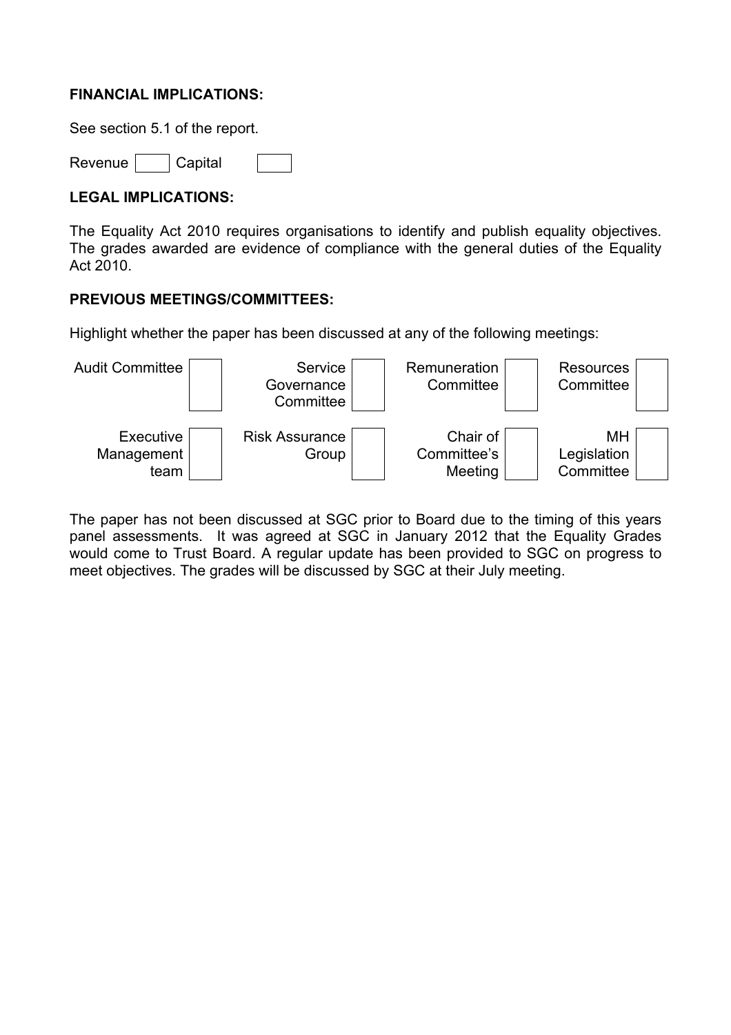**FINANCIAL IMPLICATIONS:**

See section 5.1 of the report.

Revenue ☐ Capital ☐

**LEGAL IMPLICATIONS:**

The Equality Act 2010 requires organisations to identify and publish equality objectives. The grades awarded are evidence of compliance with the general duties of the Equality Act 2010.

**PREVIOUS MEETINGS/COMMITTEES:**

Highlight whether the paper has been discussed at any of the following meetings:

| | | | | | | | |
|---|---|---|---|---|---|---|---|
| Audit Committee | ☐ | Service Governance Committee | ☐ | Remuneration Committee | ☐ | Resources Committee | ☐ |
| Executive Management team | ☐ | Risk Assurance Group | ☐ | Chair of Committee's Meeting | ☐ | MH Legislation Committee | ☐ |

The paper has not been discussed at SGC prior to Board due to the timing of this years panel assessments. It was agreed at SGC in January 2012 that the Equality Grades would come to Trust Board. A regular update has been provided to SGC on progress to meet objectives. The grades will be discussed by SGC at their July meeting.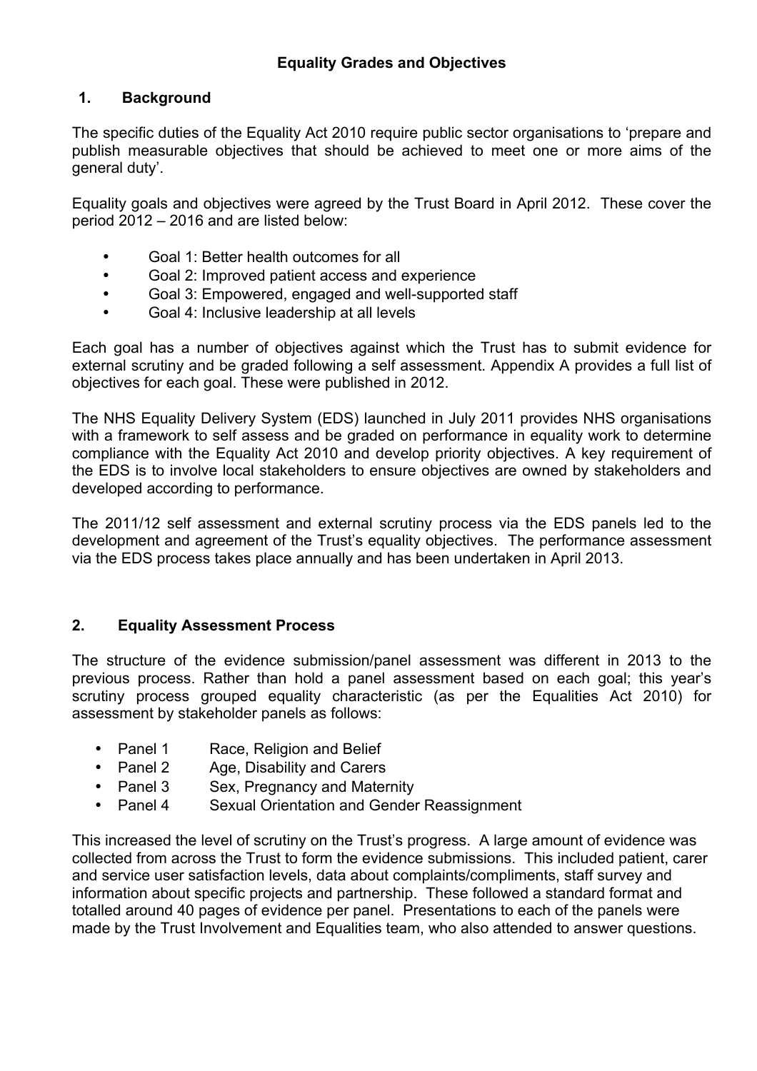# Equality Grades and Objectives

## 1. Background

The specific duties of the Equality Act 2010 require public sector organisations to 'prepare and publish measurable objectives that should be achieved to meet one or more aims of the general duty'.

Equality goals and objectives were agreed by the Trust Board in April 2012. These cover the period 2012 – 2016 and are listed below:

- Goal 1: Better health outcomes for all
- Goal 2: Improved patient access and experience
- Goal 3: Empowered, engaged and well-supported staff
- Goal 4: Inclusive leadership at all levels

Each goal has a number of objectives against which the Trust has to submit evidence for external scrutiny and be graded following a self assessment. Appendix A provides a full list of objectives for each goal. These were published in 2012.

The NHS Equality Delivery System (EDS) launched in July 2011 provides NHS organisations with a framework to self assess and be graded on performance in equality work to determine compliance with the Equality Act 2010 and develop priority objectives. A key requirement of the EDS is to involve local stakeholders to ensure objectives are owned by stakeholders and developed according to performance.

The 2011/12 self assessment and external scrutiny process via the EDS panels led to the development and agreement of the Trust's equality objectives. The performance assessment via the EDS process takes place annually and has been undertaken in April 2013.

## 2. Equality Assessment Process

The structure of the evidence submission/panel assessment was different in 2013 to the previous process. Rather than hold a panel assessment based on each goal; this year's scrutiny process grouped equality characteristic (as per the Equalities Act 2010) for assessment by stakeholder panels as follows:

- Panel 1 Race, Religion and Belief
- Panel 2 Age, Disability and Carers
- Panel 3 Sex, Pregnancy and Maternity
- Panel 4 Sexual Orientation and Gender Reassignment

This increased the level of scrutiny on the Trust's progress. A large amount of evidence was collected from across the Trust to form the evidence submissions. This included patient, carer and service user satisfaction levels, data about complaints/compliments, staff survey and information about specific projects and partnership. These followed a standard format and totalled around 40 pages of evidence per panel. Presentations to each of the panels were made by the Trust Involvement and Equalities team, who also attended to answer questions.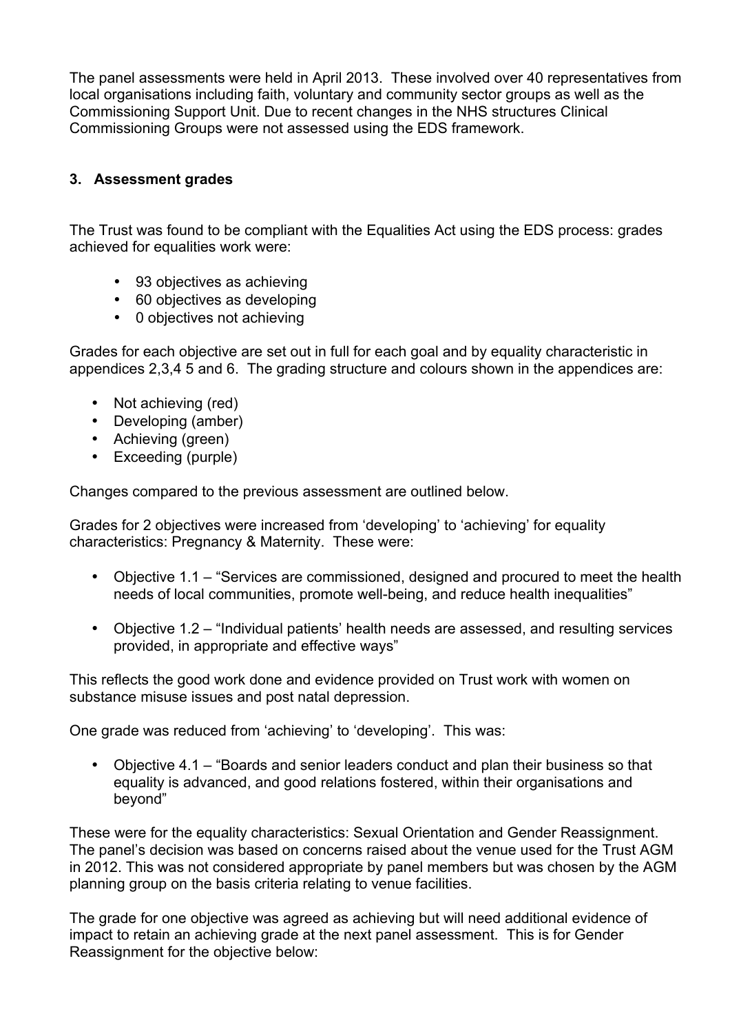The panel assessments were held in April 2013. These involved over 40 representatives from local organisations including faith, voluntary and community sector groups as well as the Commissioning Support Unit. Due to recent changes in the NHS structures Clinical Commissioning Groups were not assessed using the EDS framework.

### 3. Assessment grades

The Trust was found to be compliant with the Equalities Act using the EDS process: grades achieved for equalities work were:

- 93 objectives as achieving
- 60 objectives as developing
- 0 objectives not achieving

Grades for each objective are set out in full for each goal and by equality characteristic in appendices 2,3,4 5 and 6. The grading structure and colours shown in the appendices are:

- Not achieving (red)
- Developing (amber)
- Achieving (green)
- Exceeding (purple)

Changes compared to the previous assessment are outlined below.

Grades for 2 objectives were increased from 'developing' to 'achieving' for equality characteristics: Pregnancy & Maternity. These were:

- Objective 1.1 – "Services are commissioned, designed and procured to meet the health needs of local communities, promote well-being, and reduce health inequalities"
- Objective 1.2 – "Individual patients' health needs are assessed, and resulting services provided, in appropriate and effective ways"

This reflects the good work done and evidence provided on Trust work with women on substance misuse issues and post natal depression.

One grade was reduced from 'achieving' to 'developing'. This was:

- Objective 4.1 – "Boards and senior leaders conduct and plan their business so that equality is advanced, and good relations fostered, within their organisations and beyond"

These were for the equality characteristics: Sexual Orientation and Gender Reassignment. The panel's decision was based on concerns raised about the venue used for the Trust AGM in 2012. This was not considered appropriate by panel members but was chosen by the AGM planning group on the basis criteria relating to venue facilities.

The grade for one objective was agreed as achieving but will need additional evidence of impact to retain an achieving grade at the next panel assessment. This is for Gender Reassignment for the objective below: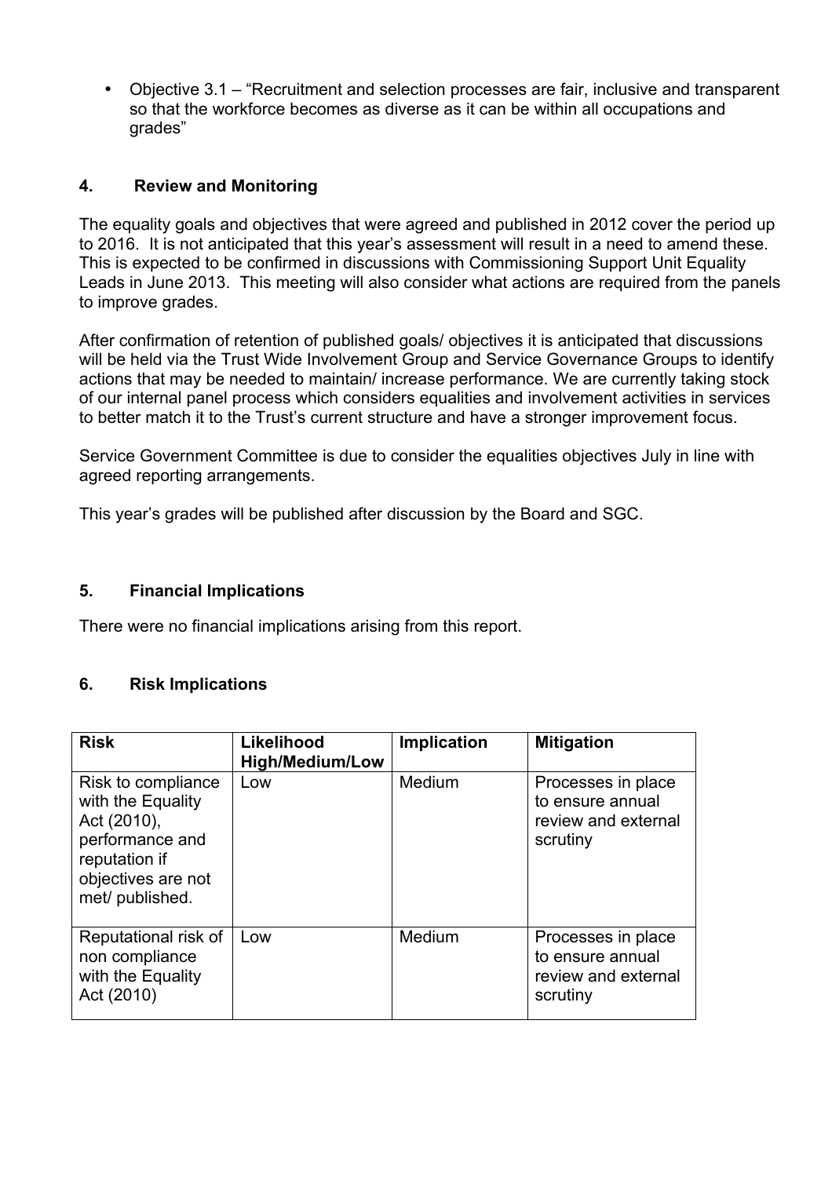- Objective 3.1 – "Recruitment and selection processes are fair, inclusive and transparent so that the workforce becomes as diverse as it can be within all occupations and grades"

## 4. Review and Monitoring

The equality goals and objectives that were agreed and published in 2012 cover the period up to 2016. It is not anticipated that this year's assessment will result in a need to amend these. This is expected to be confirmed in discussions with Commissioning Support Unit Equality Leads in June 2013. This meeting will also consider what actions are required from the panels to improve grades.

After confirmation of retention of published goals/ objectives it is anticipated that discussions will be held via the Trust Wide Involvement Group and Service Governance Groups to identify actions that may be needed to maintain/ increase performance. We are currently taking stock of our internal panel process which considers equalities and involvement activities in services to better match it to the Trust's current structure and have a stronger improvement focus.

Service Government Committee is due to consider the equalities objectives July in line with agreed reporting arrangements.

This year's grades will be published after discussion by the Board and SGC.

## 5. Financial Implications

There were no financial implications arising from this report.

## 6. Risk Implications

| Risk | Likelihood High/Medium/Low | Implication | Mitigation |
| --- | --- | --- | --- |
| Risk to compliance with the Equality Act (2010), performance and reputation if objectives are not met/ published. | Low | Medium | Processes in place to ensure annual review and external scrutiny |
| Reputational risk of non compliance with the Equality Act (2010) | Low | Medium | Processes in place to ensure annual review and external scrutiny |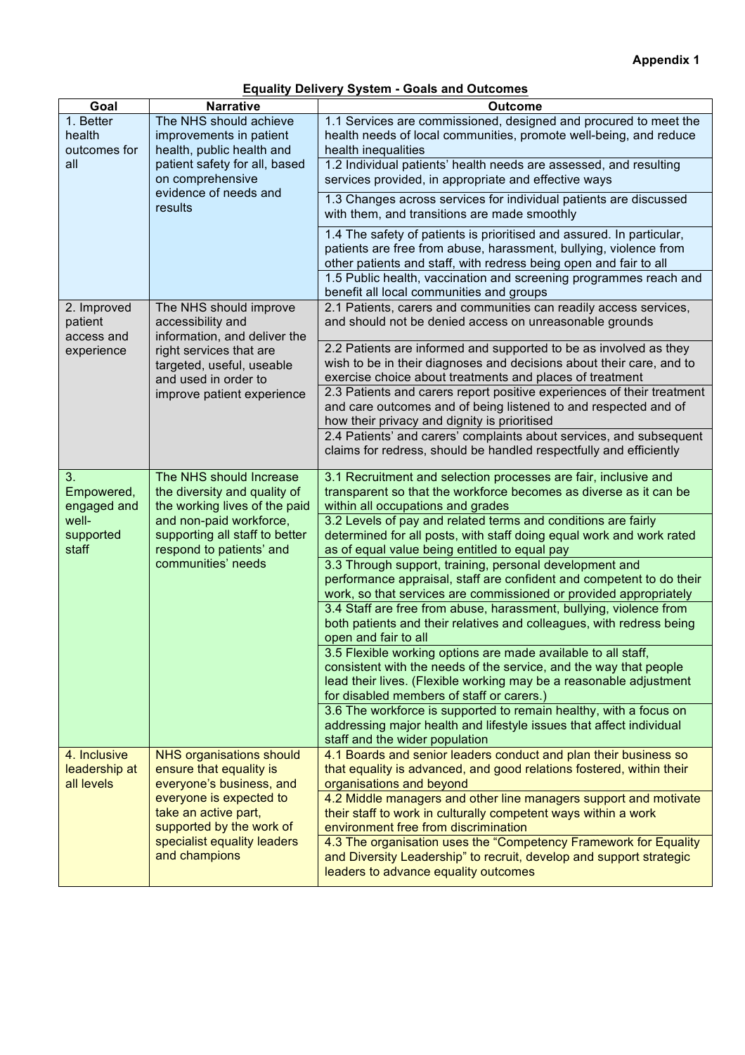**Appendix 1**

**Equality Delivery System - Goals and Outcomes**

| Goal | Narrative | Outcome |
|---|---|---|
| 1. Better health outcomes for all | The NHS should achieve improvements in patient health, public health and patient safety for all, based on comprehensive evidence of needs and results | 1.1 Services are commissioned, designed and procured to meet the health needs of local communities, promote well-being, and reduce health inequalities |
| | | 1.2 Individual patients' health needs are assessed, and resulting services provided, in appropriate and effective ways |
| | | 1.3 Changes across services for individual patients are discussed with them, and transitions are made smoothly |
| | | 1.4 The safety of patients is prioritised and assured. In particular, patients are free from abuse, harassment, bullying, violence from other patients and staff, with redress being open and fair to all |
| | | 1.5 Public health, vaccination and screening programmes reach and benefit all local communities and groups |
| 2. Improved patient access and experience | The NHS should improve accessibility and information, and deliver the right services that are targeted, useful, useable and used in order to improve patient experience | 2.1 Patients, carers and communities can readily access services, and should not be denied access on unreasonable grounds |
| | | 2.2 Patients are informed and supported to be as involved as they wish to be in their diagnoses and decisions about their care, and to exercise choice about treatments and places of treatment |
| | | 2.3 Patients and carers report positive experiences of their treatment and care outcomes and of being listened to and respected and of how their privacy and dignity is prioritised |
| | | 2.4 Patients' and carers' complaints about services, and subsequent claims for redress, should be handled respectfully and efficiently |
| 3. Empowered, engaged and well-supported staff | The NHS should Increase the diversity and quality of the working lives of the paid and non-paid workforce, supporting all staff to better respond to patients' and communities' needs | 3.1 Recruitment and selection processes are fair, inclusive and transparent so that the workforce becomes as diverse as it can be within all occupations and grades |
| | | 3.2 Levels of pay and related terms and conditions are fairly determined for all posts, with staff doing equal work and work rated as of equal value being entitled to equal pay |
| | | 3.3 Through support, training, personal development and performance appraisal, staff are confident and competent to do their work, so that services are commissioned or provided appropriately |
| | | 3.4 Staff are free from abuse, harassment, bullying, violence from both patients and their relatives and colleagues, with redress being open and fair to all |
| | | 3.5 Flexible working options are made available to all staff, consistent with the needs of the service, and the way that people lead their lives. (Flexible working may be a reasonable adjustment for disabled members of staff or carers.) |
| | | 3.6 The workforce is supported to remain healthy, with a focus on addressing major health and lifestyle issues that affect individual staff and the wider population |
| 4. Inclusive leadership at all levels | NHS organisations should ensure that equality is everyone's business, and everyone is expected to take an active part, supported by the work of specialist equality leaders and champions | 4.1 Boards and senior leaders conduct and plan their business so that equality is advanced, and good relations fostered, within their organisations and beyond |
| | | 4.2 Middle managers and other line managers support and motivate their staff to work in culturally competent ways within a work environment free from discrimination |
| | | 4.3 The organisation uses the "Competency Framework for Equality and Diversity Leadership" to recruit, develop and support strategic leaders to advance equality outcomes |